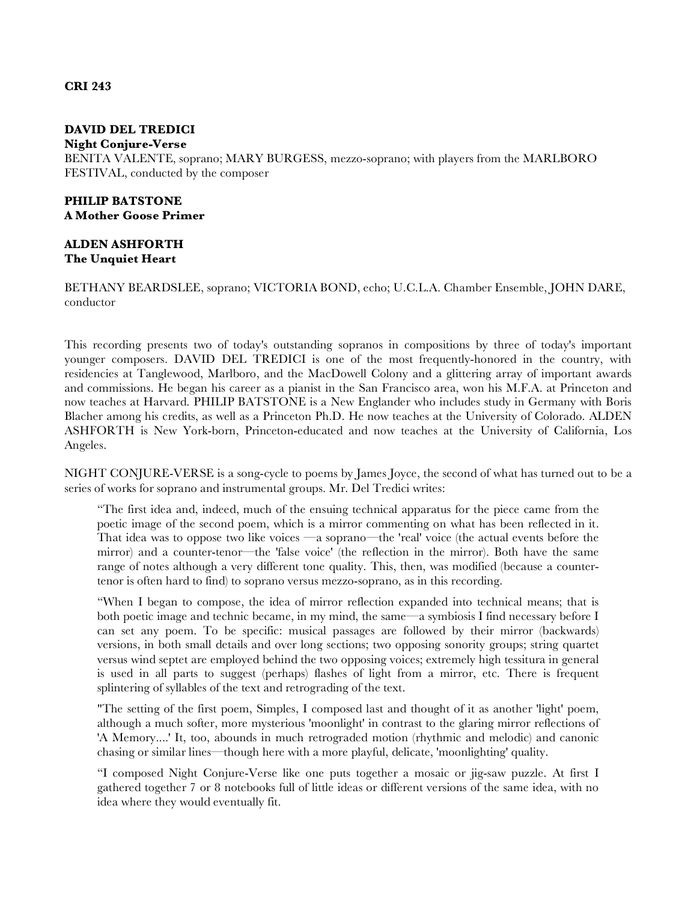**CRI 243**

**DAVID DEL TREDICI**
**Night Conjure-Verse**
BENITA VALENTE, soprano; MARY BURGESS, mezzo-soprano; with players from the MARLBORO FESTIVAL, conducted by the composer

**PHILIP BATSTONE**
**A Mother Goose Primer**

**ALDEN ASHFORTH**
**The Unquiet Heart**

BETHANY BEARDSLEE, soprano; VICTORIA BOND, echo; U.C.L.A. Chamber Ensemble, JOHN DARE, conductor

This recording presents two of today's outstanding sopranos in compositions by three of today's important younger composers. DAVID DEL TREDICI is one of the most frequently-honored in the country, with residencies at Tanglewood, Marlboro, and the MacDowell Colony and a glittering array of important awards and commissions. He began his career as a pianist in the San Francisco area, won his M.F.A. at Princeton and now teaches at Harvard. PHILIP BATSTONE is a New Englander who includes study in Germany with Boris Blacher among his credits, as well as a Princeton Ph.D. He now teaches at the University of Colorado. ALDEN ASHFORTH is New York-born, Princeton-educated and now teaches at the University of California, Los Angeles.

NIGHT CONJURE-VERSE is a song-cycle to poems by James Joyce, the second of what has turned out to be a series of works for soprano and instrumental groups. Mr. Del Tredici writes:

> "The first idea and, indeed, much of the ensuing technical apparatus for the piece came from the poetic image of the second poem, which is a mirror commenting on what has been reflected in it. That idea was to oppose two like voices —a soprano—the 'real' voice (the actual events before the mirror) and a counter-tenor—the 'false voice' (the reflection in the mirror). Both have the same range of notes although a very different tone quality. This, then, was modified (because a counter-tenor is often hard to find) to soprano versus mezzo-soprano, as in this recording.
>
> "When I began to compose, the idea of mirror reflection expanded into technical means; that is both poetic image and technic became, in my mind, the same—a symbiosis I find necessary before I can set any poem. To be specific: musical passages are followed by their mirror (backwards) versions, in both small details and over long sections; two opposing sonority groups; string quartet versus wind septet are employed behind the two opposing voices; extremely high tessitura in general is used in all parts to suggest (perhaps) flashes of light from a mirror, etc. There is frequent splintering of syllables of the text and retrograding of the text.
>
> "The setting of the first poem, Simples, I composed last and thought of it as another 'light' poem, although a much softer, more mysterious 'moonlight' in contrast to the glaring mirror reflections of 'A Memory....' It, too, abounds in much retrograded motion (rhythmic and melodic) and canonic chasing or similar lines—though here with a more playful, delicate, 'moonlighting' quality.
>
> "I composed Night Conjure-Verse like one puts together a mosaic or jig-saw puzzle. At first I gathered together 7 or 8 notebooks full of little ideas or different versions of the same idea, with no idea where they would eventually fit.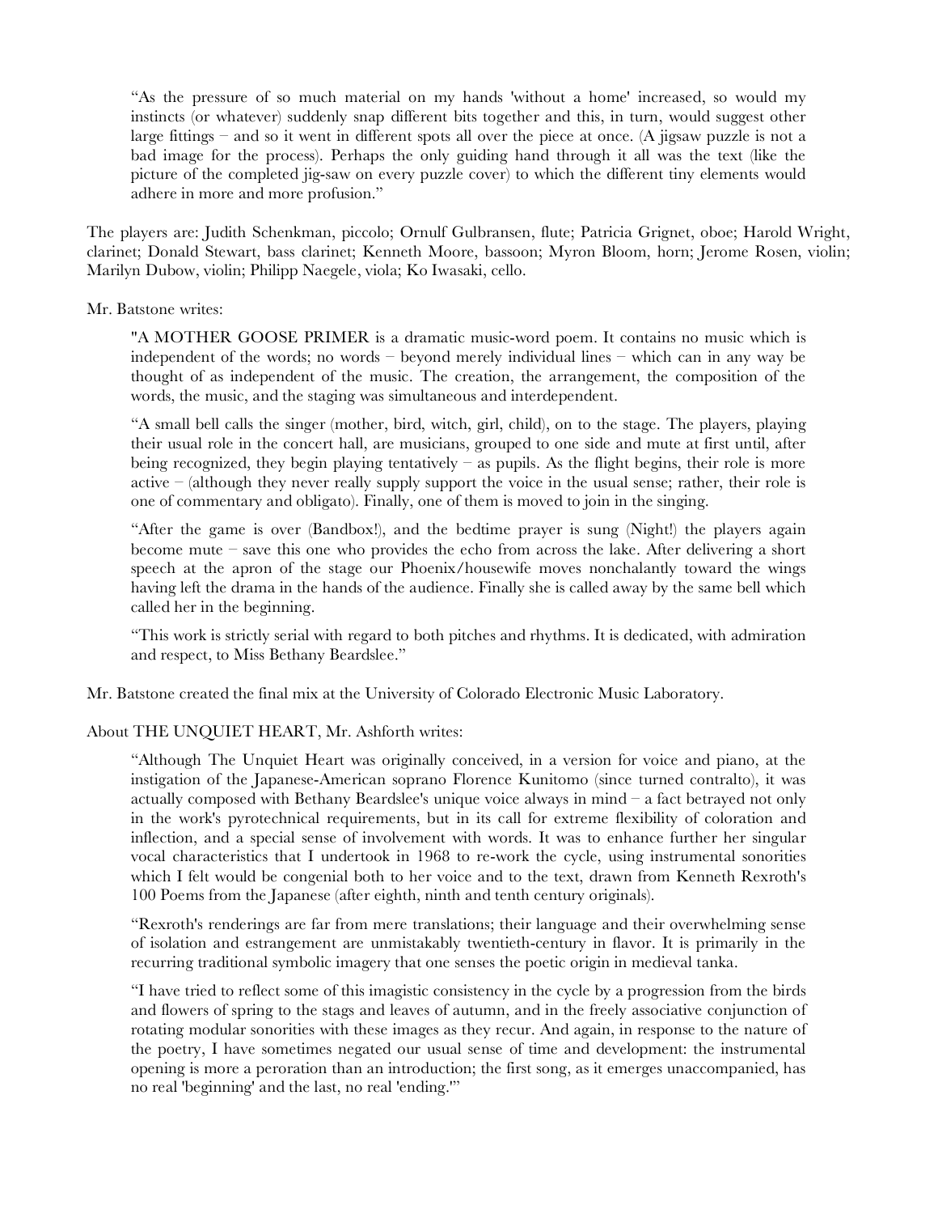> "As the pressure of so much material on my hands 'without a home' increased, so would my instincts (or whatever) suddenly snap different bits together and this, in turn, would suggest other large fittings – and so it went in different spots all over the piece at once. (A jigsaw puzzle is not a bad image for the process). Perhaps the only guiding hand through it all was the text (like the picture of the completed jig-saw on every puzzle cover) to which the different tiny elements would adhere in more and more profusion."

The players are: Judith Schenkman, piccolo; Ornulf Gulbransen, flute; Patricia Grignet, oboe; Harold Wright, clarinet; Donald Stewart, bass clarinet; Kenneth Moore, bassoon; Myron Bloom, horn; Jerome Rosen, violin; Marilyn Dubow, violin; Philipp Naegele, viola; Ko Iwasaki, cello.

Mr. Batstone writes:

> "A MOTHER GOOSE PRIMER is a dramatic music-word poem. It contains no music which is independent of the words; no words – beyond merely individual lines – which can in any way be thought of as independent of the music. The creation, the arrangement, the composition of the words, the music, and the staging was simultaneous and interdependent.
>
> "A small bell calls the singer (mother, bird, witch, girl, child), on to the stage. The players, playing their usual role in the concert hall, are musicians, grouped to one side and mute at first until, after being recognized, they begin playing tentatively – as pupils. As the flight begins, their role is more active – (although they never really supply support the voice in the usual sense; rather, their role is one of commentary and obligato). Finally, one of them is moved to join in the singing.
>
> "After the game is over (Bandbox!), and the bedtime prayer is sung (Night!) the players again become mute – save this one who provides the echo from across the lake. After delivering a short speech at the apron of the stage our Phoenix/housewife moves nonchalantly toward the wings having left the drama in the hands of the audience. Finally she is called away by the same bell which called her in the beginning.
>
> "This work is strictly serial with regard to both pitches and rhythms. It is dedicated, with admiration and respect, to Miss Bethany Beardslee."

Mr. Batstone created the final mix at the University of Colorado Electronic Music Laboratory.

About THE UNQUIET HEART, Mr. Ashforth writes:

> "Although The Unquiet Heart was originally conceived, in a version for voice and piano, at the instigation of the Japanese-American soprano Florence Kunitomo (since turned contralto), it was actually composed with Bethany Beardslee's unique voice always in mind – a fact betrayed not only in the work's pyrotechnical requirements, but in its call for extreme flexibility of coloration and inflection, and a special sense of involvement with words. It was to enhance further her singular vocal characteristics that I undertook in 1968 to re-work the cycle, using instrumental sonorities which I felt would be congenial both to her voice and to the text, drawn from Kenneth Rexroth's 100 Poems from the Japanese (after eighth, ninth and tenth century originals).
>
> "Rexroth's renderings are far from mere translations; their language and their overwhelming sense of isolation and estrangement are unmistakably twentieth-century in flavor. It is primarily in the recurring traditional symbolic imagery that one senses the poetic origin in medieval tanka.
>
> "I have tried to reflect some of this imagistic consistency in the cycle by a progression from the birds and flowers of spring to the stags and leaves of autumn, and in the freely associative conjunction of rotating modular sonorities with these images as they recur. And again, in response to the nature of the poetry, I have sometimes negated our usual sense of time and development: the instrumental opening is more a peroration than an introduction; the first song, as it emerges unaccompanied, has no real 'beginning' and the last, no real 'ending.'"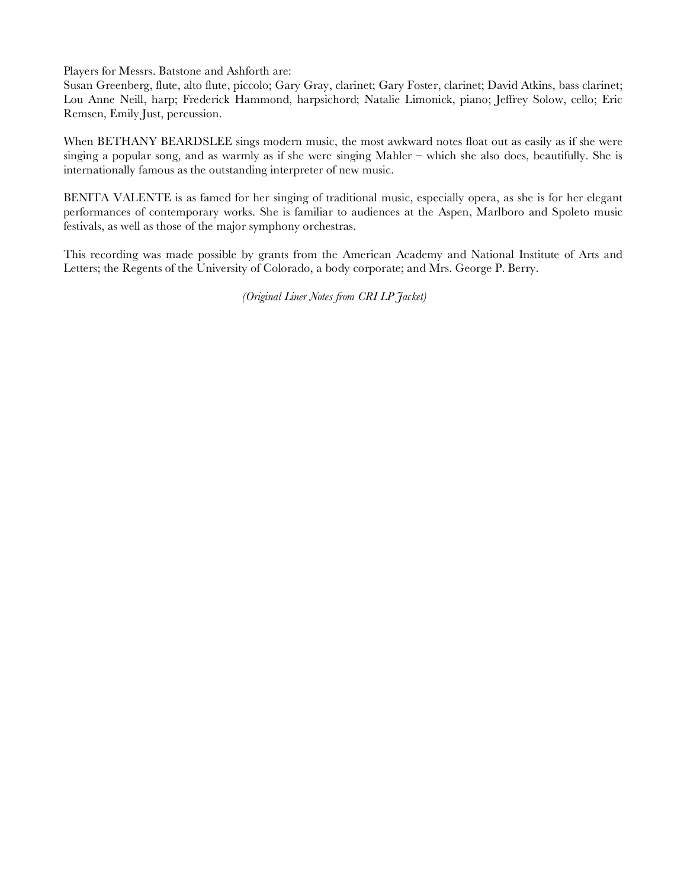Players for Messrs. Batstone and Ashforth are:
Susan Greenberg, flute, alto flute, piccolo; Gary Gray, clarinet; Gary Foster, clarinet; David Atkins, bass clarinet; Lou Anne Neill, harp; Frederick Hammond, harpsichord; Natalie Limonick, piano; Jeffrey Solow, cello; Eric Remsen, Emily Just, percussion.

When BETHANY BEARDSLEE sings modern music, the most awkward notes float out as easily as if she were singing a popular song, and as warmly as if she were singing Mahler – which she also does, beautifully. She is internationally famous as the outstanding interpreter of new music.

BENITA VALENTE is as famed for her singing of traditional music, especially opera, as she is for her elegant performances of contemporary works. She is familiar to audiences at the Aspen, Marlboro and Spoleto music festivals, as well as those of the major symphony orchestras.

This recording was made possible by grants from the American Academy and National Institute of Arts and Letters; the Regents of the University of Colorado, a body corporate; and Mrs. George P. Berry.

*(Original Liner Notes from CRI LP Jacket)*